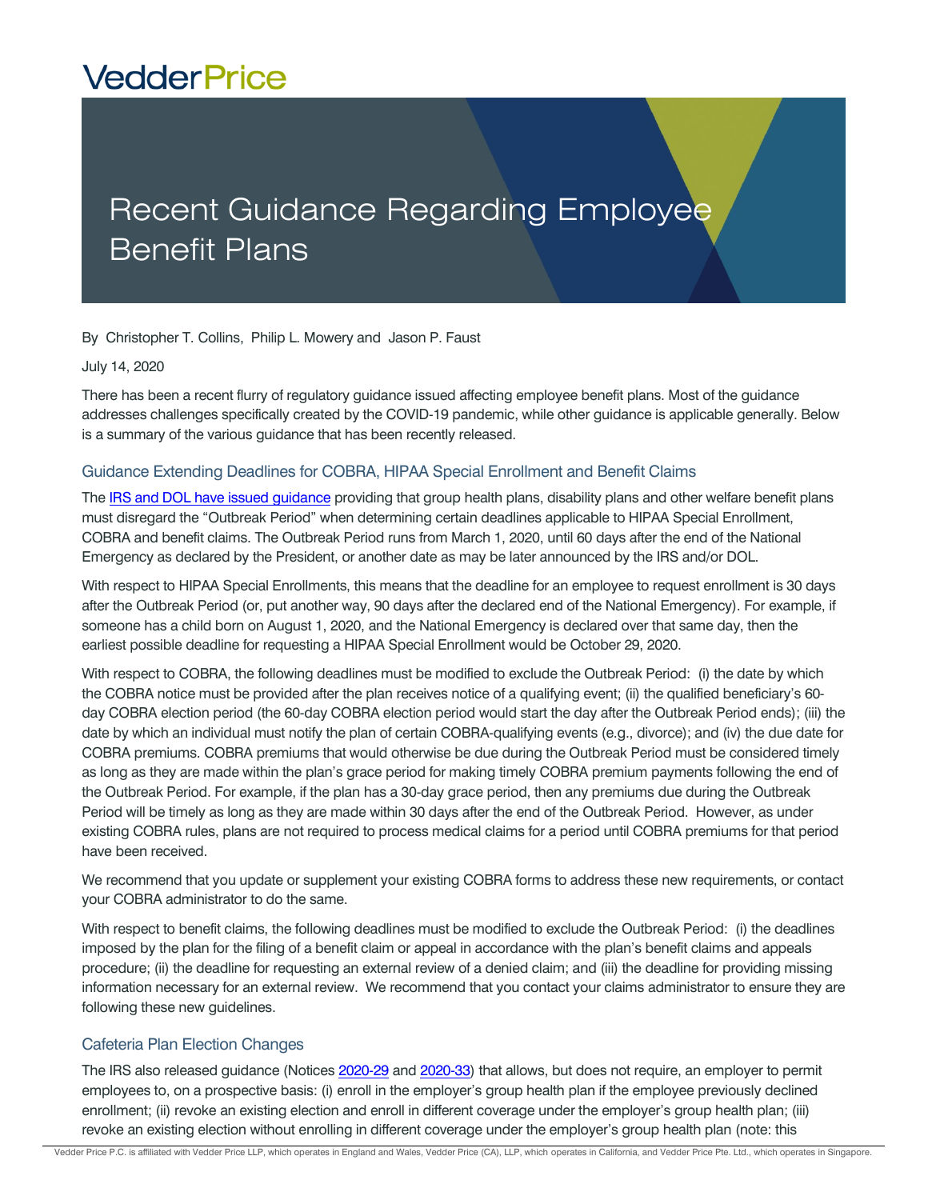VedderPrice

# Recent Guidance Regarding Employee Benefit Plans

By Christopher T. Collins, Philip L. Mowery and Jason P. Faust

July 14, 2020

There has been a recent flurry of regulatory guidance issued affecting employee benefit plans. Most of the guidance addresses challenges specifically created by the COVID-19 pandemic, while other guidance is applicable generally. Below is a summary of the various guidance that has been recently released.

## Guidance Extending Deadlines for COBRA, HIPAA Special Enrollment and Benefit Claims

The IRS and DOL have issued guidance providing that group health plans, disability plans and other welfare benefit plans must disregard the "Outbreak Period" when determining certain deadlines applicable to HIPAA Special Enrollment, COBRA and benefit claims. The Outbreak Period runs from March 1, 2020, until 60 days after the end of the National Emergency as declared by the President, or another date as may be later announced by the IRS and/or DOL.

With respect to HIPAA Special Enrollments, this means that the deadline for an employee to request enrollment is 30 days after the Outbreak Period (or, put another way, 90 days after the declared end of the National Emergency). For example, if someone has a child born on August 1, 2020, and the National Emergency is declared over that same day, then the earliest possible deadline for requesting a HIPAA Special Enrollment would be October 29, 2020.

With respect to COBRA, the following deadlines must be modified to exclude the Outbreak Period: (i) the date by which the COBRA notice must be provided after the plan receives notice of a qualifying event; (ii) the qualified beneficiary's 60-day COBRA election period (the 60-day COBRA election period would start the day after the Outbreak Period ends); (iii) the date by which an individual must notify the plan of certain COBRA-qualifying events (e.g., divorce); and (iv) the due date for COBRA premiums. COBRA premiums that would otherwise be due during the Outbreak Period must be considered timely as long as they are made within the plan's grace period for making timely COBRA premium payments following the end of the Outbreak Period. For example, if the plan has a 30-day grace period, then any premiums due during the Outbreak Period will be timely as long as they are made within 30 days after the end of the Outbreak Period. However, as under existing COBRA rules, plans are not required to process medical claims for a period until COBRA premiums for that period have been received.

We recommend that you update or supplement your existing COBRA forms to address these new requirements, or contact your COBRA administrator to do the same.

With respect to benefit claims, the following deadlines must be modified to exclude the Outbreak Period: (i) the deadlines imposed by the plan for the filing of a benefit claim or appeal in accordance with the plan's benefit claims and appeals procedure; (ii) the deadline for requesting an external review of a denied claim; and (iii) the deadline for providing missing information necessary for an external review. We recommend that you contact your claims administrator to ensure they are following these new guidelines.

## Cafeteria Plan Election Changes

The IRS also released guidance (Notices 2020-29 and 2020-33) that allows, but does not require, an employer to permit employees to, on a prospective basis: (i) enroll in the employer's group health plan if the employee previously declined enrollment; (ii) revoke an existing election and enroll in different coverage under the employer's group health plan; (iii) revoke an existing election without enrolling in different coverage under the employer's group health plan (note: this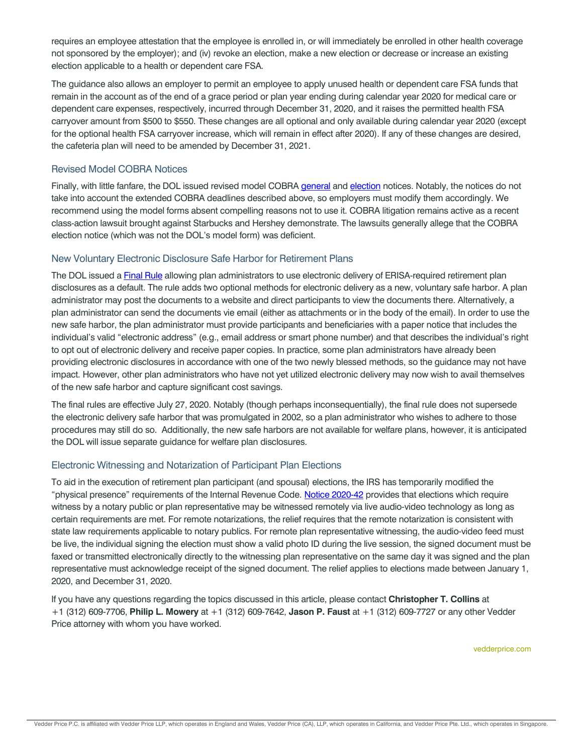requires an employee attestation that the employee is enrolled in, or will immediately be enrolled in other health coverage not sponsored by the employer); and (iv) revoke an election, make a new election or decrease or increase an existing election applicable to a health or dependent care FSA.

The guidance also allows an employer to permit an employee to apply unused health or dependent care FSA funds that remain in the account as of the end of a grace period or plan year ending during calendar year 2020 for medical care or dependent care expenses, respectively, incurred through December 31, 2020, and it raises the permitted health FSA carryover amount from $500 to $550. These changes are all optional and only available during calendar year 2020 (except for the optional health FSA carryover increase, which will remain in effect after 2020). If any of these changes are desired, the cafeteria plan will need to be amended by December 31, 2021.

## Revised Model COBRA Notices

Finally, with little fanfare, the DOL issued revised model COBRA general and election notices. Notably, the notices do not take into account the extended COBRA deadlines described above, so employers must modify them accordingly. We recommend using the model forms absent compelling reasons not to use it. COBRA litigation remains active as a recent class-action lawsuit brought against Starbucks and Hershey demonstrate. The lawsuits generally allege that the COBRA election notice (which was not the DOL's model form) was deficient.

## New Voluntary Electronic Disclosure Safe Harbor for Retirement Plans

The DOL issued a Final Rule allowing plan administrators to use electronic delivery of ERISA-required retirement plan disclosures as a default. The rule adds two optional methods for electronic delivery as a new, voluntary safe harbor. A plan administrator may post the documents to a website and direct participants to view the documents there. Alternatively, a plan administrator can send the documents vie email (either as attachments or in the body of the email). In order to use the new safe harbor, the plan administrator must provide participants and beneficiaries with a paper notice that includes the individual's valid "electronic address" (e.g., email address or smart phone number) and that describes the individual's right to opt out of electronic delivery and receive paper copies. In practice, some plan administrators have already been providing electronic disclosures in accordance with one of the two newly blessed methods, so the guidance may not have impact. However, other plan administrators who have not yet utilized electronic delivery may now wish to avail themselves of the new safe harbor and capture significant cost savings.

The final rules are effective July 27, 2020. Notably (though perhaps inconsequentially), the final rule does not supersede the electronic delivery safe harbor that was promulgated in 2002, so a plan administrator who wishes to adhere to those procedures may still do so. Additionally, the new safe harbors are not available for welfare plans, however, it is anticipated the DOL will issue separate guidance for welfare plan disclosures.

## Electronic Witnessing and Notarization of Participant Plan Elections

To aid in the execution of retirement plan participant (and spousal) elections, the IRS has temporarily modified the "physical presence" requirements of the Internal Revenue Code. Notice 2020-42 provides that elections which require witness by a notary public or plan representative may be witnessed remotely via live audio-video technology as long as certain requirements are met. For remote notarizations, the relief requires that the remote notarization is consistent with state law requirements applicable to notary publics. For remote plan representative witnessing, the audio-video feed must be live, the individual signing the election must show a valid photo ID during the live session, the signed document must be faxed or transmitted electronically directly to the witnessing plan representative on the same day it was signed and the plan representative must acknowledge receipt of the signed document. The relief applies to elections made between January 1, 2020, and December 31, 2020.

If you have any questions regarding the topics discussed in this article, please contact **Christopher T. Collins** at +1 (312) 609-7706, **Philip L. Mowery** at +1 (312) 609-7642, **Jason P. Faust** at +1 (312) 609-7727 or any other Vedder Price attorney with whom you have worked.

vedderprice.com

Vedder Price P.C. is affiliated with Vedder Price LLP, which operates in England and Wales, Vedder Price (CA), LLP, which operates in California, and Vedder Price Pte. Ltd., which operates in Singapore.